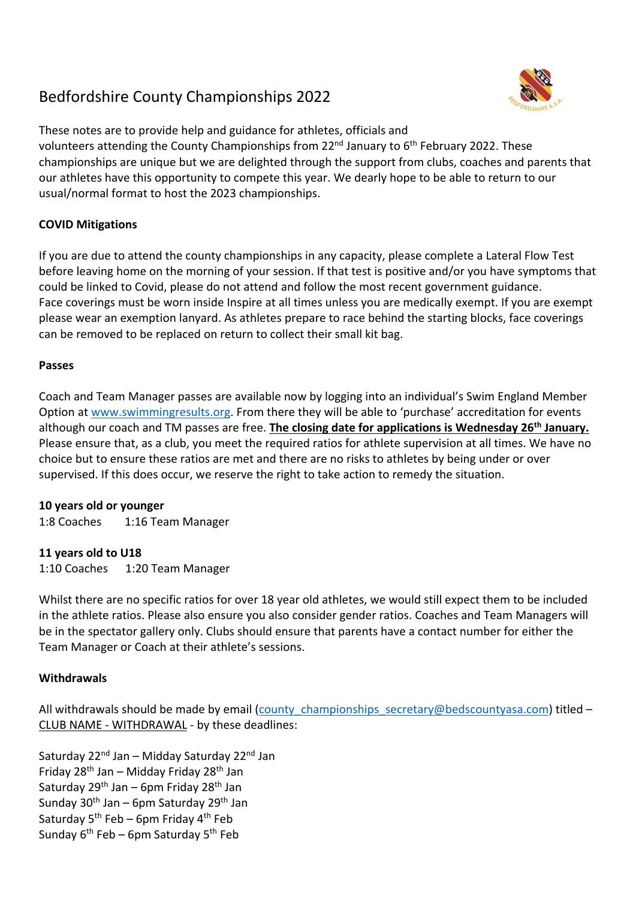# Bedfordshire County Championships 2022

These notes are to provide help and guidance for athletes, officials and volunteers attending the County Championships from 22nd January to 6th February 2022. These championships are unique but we are delighted through the support from clubs, coaches and parents that our athletes have this opportunity to compete this year. We dearly hope to be able to return to our usual/normal format to host the 2023 championships.

**COVID Mitigations**

If you are due to attend the county championships in any capacity, please complete a Lateral Flow Test before leaving home on the morning of your session. If that test is positive and/or you have symptoms that could be linked to Covid, please do not attend and follow the most recent government guidance.
Face coverings must be worn inside Inspire at all times unless you are medically exempt. If you are exempt please wear an exemption lanyard. As athletes prepare to race behind the starting blocks, face coverings can be removed to be replaced on return to collect their small kit bag.

**Passes**

Coach and Team Manager passes are available now by logging into an individual's Swim England Member Option at [www.swimmingresults.org](www.swimmingresults.org). From there they will be able to 'purchase' accreditation for events although our coach and TM passes are free. **The closing date for applications is Wednesday 26th January.** Please ensure that, as a club, you meet the required ratios for athlete supervision at all times. We have no choice but to ensure these ratios are met and there are no risks to athletes by being under or over supervised. If this does occur, we reserve the right to take action to remedy the situation.

**10 years old or younger**
1:8 Coaches    1:16 Team Manager

**11 years old to U18**
1:10 Coaches    1:20 Team Manager

Whilst there are no specific ratios for over 18 year old athletes, we would still expect them to be included in the athlete ratios. Please also ensure you also consider gender ratios. Coaches and Team Managers will be in the spectator gallery only. Clubs should ensure that parents have a contact number for either the Team Manager or Coach at their athlete's sessions.

**Withdrawals**

All withdrawals should be made by email (county_championships_secretary@bedscountyasa.com) titled – CLUB NAME - WITHDRAWAL - by these deadlines:

Saturday 22nd Jan – Midday Saturday 22nd Jan
Friday 28th Jan – Midday Friday 28th Jan
Saturday 29th Jan – 6pm Friday 28th Jan
Sunday 30th Jan – 6pm Saturday 29th Jan
Saturday 5th Feb – 6pm Friday 4th Feb
Sunday 6th Feb – 6pm Saturday 5th Feb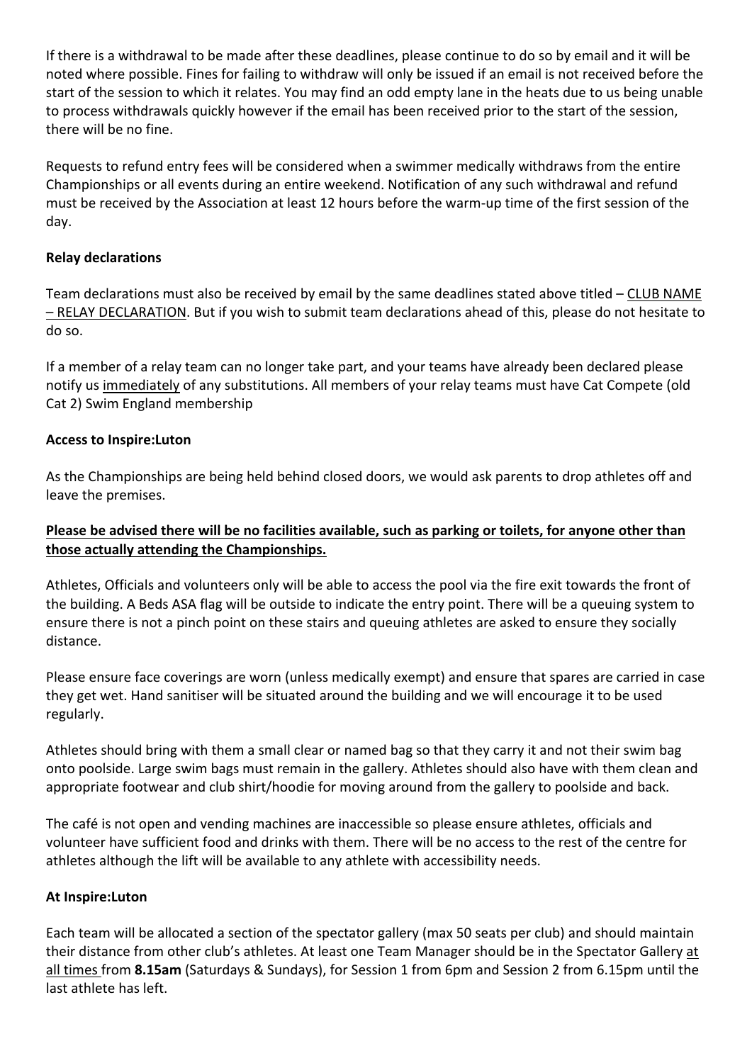If there is a withdrawal to be made after these deadlines, please continue to do so by email and it will be noted where possible. Fines for failing to withdraw will only be issued if an email is not received before the start of the session to which it relates. You may find an odd empty lane in the heats due to us being unable to process withdrawals quickly however if the email has been received prior to the start of the session, there will be no fine.

Requests to refund entry fees will be considered when a swimmer medically withdraws from the entire Championships or all events during an entire weekend. Notification of any such withdrawal and refund must be received by the Association at least 12 hours before the warm-up time of the first session of the day.

**Relay declarations**

Team declarations must also be received by email by the same deadlines stated above titled – CLUB NAME – RELAY DECLARATION. But if you wish to submit team declarations ahead of this, please do not hesitate to do so.

If a member of a relay team can no longer take part, and your teams have already been declared please notify us immediately of any substitutions. All members of your relay teams must have Cat Compete (old Cat 2) Swim England membership

**Access to Inspire:Luton**

As the Championships are being held behind closed doors, we would ask parents to drop athletes off and leave the premises.

**Please be advised there will be no facilities available, such as parking or toilets, for anyone other than those actually attending the Championships.**

Athletes, Officials and volunteers only will be able to access the pool via the fire exit towards the front of the building. A Beds ASA flag will be outside to indicate the entry point. There will be a queuing system to ensure there is not a pinch point on these stairs and queuing athletes are asked to ensure they socially distance.

Please ensure face coverings are worn (unless medically exempt) and ensure that spares are carried in case they get wet. Hand sanitiser will be situated around the building and we will encourage it to be used regularly.

Athletes should bring with them a small clear or named bag so that they carry it and not their swim bag onto poolside. Large swim bags must remain in the gallery. Athletes should also have with them clean and appropriate footwear and club shirt/hoodie for moving around from the gallery to poolside and back.

The café is not open and vending machines are inaccessible so please ensure athletes, officials and volunteer have sufficient food and drinks with them. There will be no access to the rest of the centre for athletes although the lift will be available to any athlete with accessibility needs.

**At Inspire:Luton**

Each team will be allocated a section of the spectator gallery (max 50 seats per club) and should maintain their distance from other club's athletes. At least one Team Manager should be in the Spectator Gallery at all times from **8.15am** (Saturdays & Sundays), for Session 1 from 6pm and Session 2 from 6.15pm until the last athlete has left.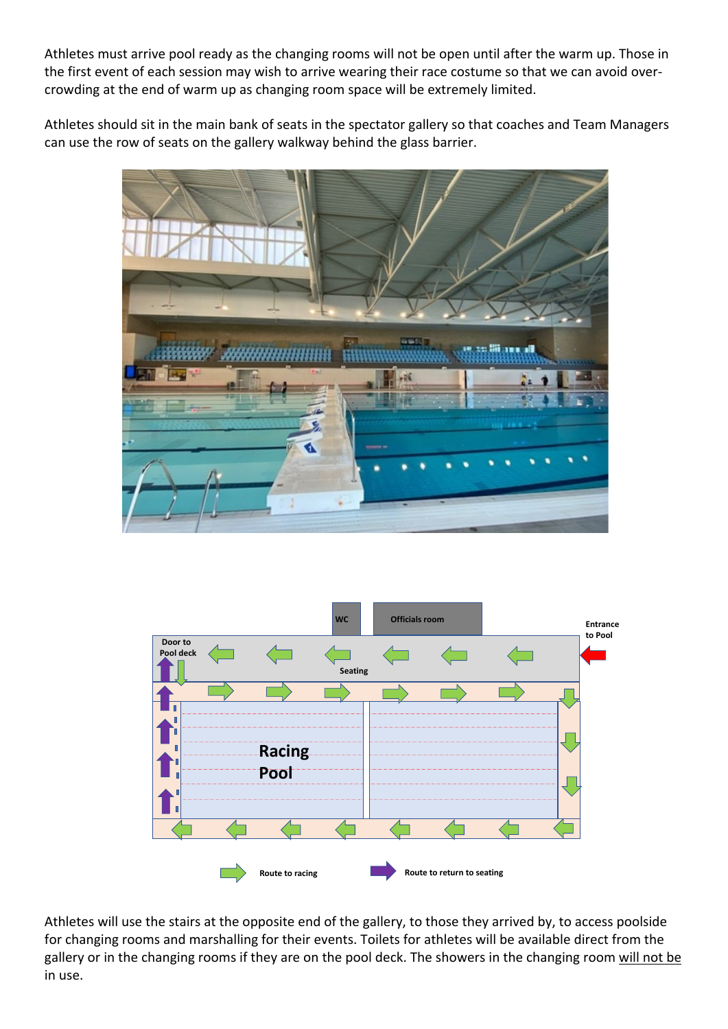Athletes must arrive pool ready as the changing rooms will not be open until after the warm up. Those in the first event of each session may wish to arrive wearing their race costume so that we can avoid over-crowding at the end of warm up as changing room space will be extremely limited.

Athletes should sit in the main bank of seats in the spectator gallery so that coaches and Team Managers can use the row of seats on the gallery walkway behind the glass barrier.

WC

Officials room

Entrance to Pool

Door to Pool deck

Seating

Racing Pool

Route to racing

Route to return to seating

Athletes will use the stairs at the opposite end of the gallery, to those they arrived by, to access poolside for changing rooms and marshalling for their events. Toilets for athletes will be available direct from the gallery or in the changing rooms if they are on the pool deck. The showers in the changing room <u>will not be</u> in use.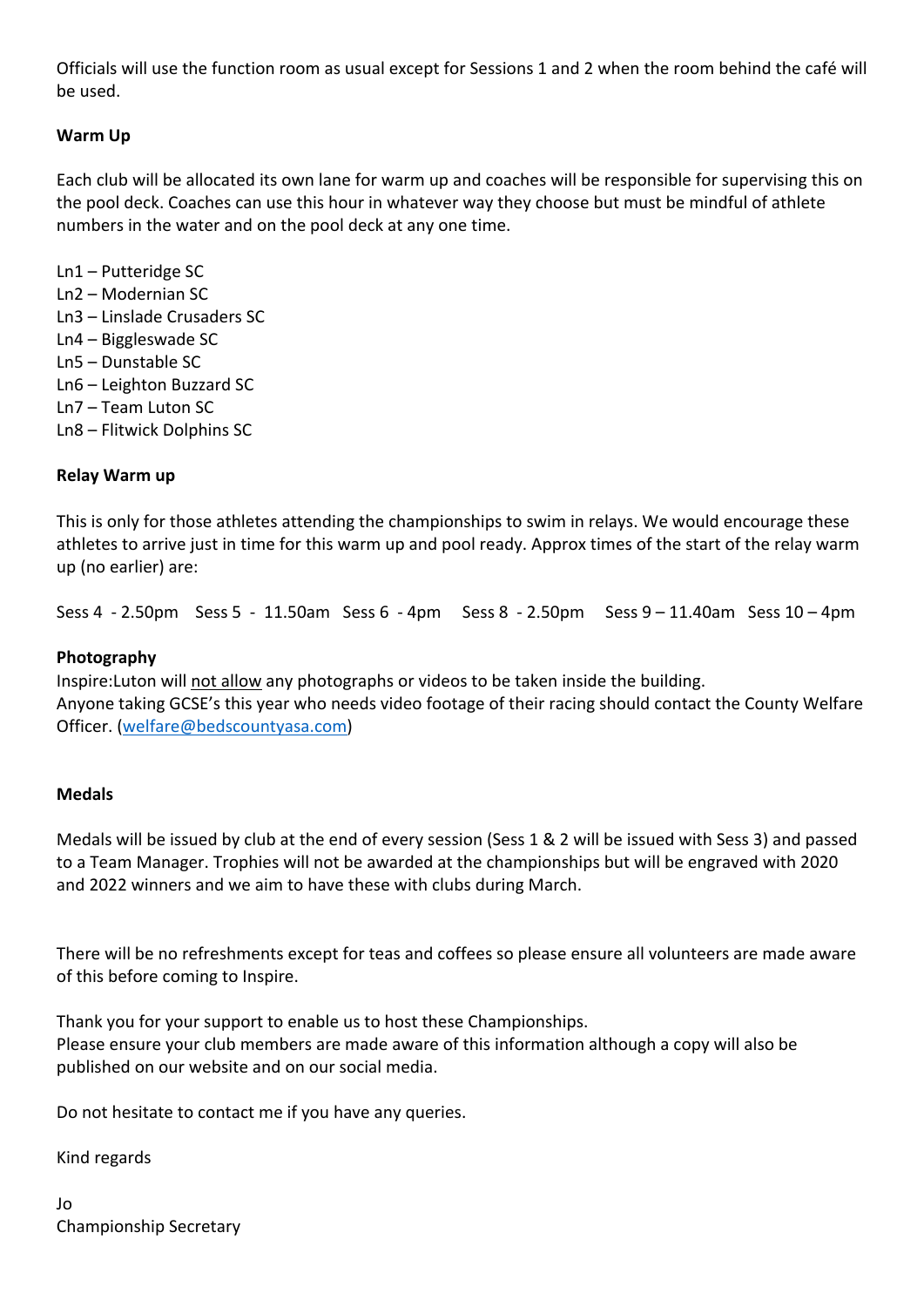Officials will use the function room as usual except for Sessions 1 and 2 when the room behind the café will be used.

**Warm Up**

Each club will be allocated its own lane for warm up and coaches will be responsible for supervising this on the pool deck. Coaches can use this hour in whatever way they choose but must be mindful of athlete numbers in the water and on the pool deck at any one time.

Ln1 – Putteridge SC
Ln2 – Modernian SC
Ln3 – Linslade Crusaders SC
Ln4 – Biggleswade SC
Ln5 – Dunstable SC
Ln6 – Leighton Buzzard SC
Ln7 – Team Luton SC
Ln8 – Flitwick Dolphins SC

**Relay Warm up**

This is only for those athletes attending the championships to swim in relays. We would encourage these athletes to arrive just in time for this warm up and pool ready. Approx times of the start of the relay warm up (no earlier) are:

Sess 4 - 2.50pm   Sess 5 - 11.50am   Sess 6 - 4pm   Sess 8 - 2.50pm   Sess 9 – 11.40am   Sess 10 – 4pm

**Photography**

Inspire:Luton will <u>not allow</u> any photographs or videos to be taken inside the building.
Anyone taking GCSE's this year who needs video footage of their racing should contact the County Welfare Officer. (welfare@bedscountyasa.com)

**Medals**

Medals will be issued by club at the end of every session (Sess 1 & 2 will be issued with Sess 3) and passed to a Team Manager. Trophies will not be awarded at the championships but will be engraved with 2020 and 2022 winners and we aim to have these with clubs during March.

There will be no refreshments except for teas and coffees so please ensure all volunteers are made aware of this before coming to Inspire.

Thank you for your support to enable us to host these Championships.
Please ensure your club members are made aware of this information although a copy will also be published on our website and on our social media.

Do not hesitate to contact me if you have any queries.

Kind regards

Jo
Championship Secretary